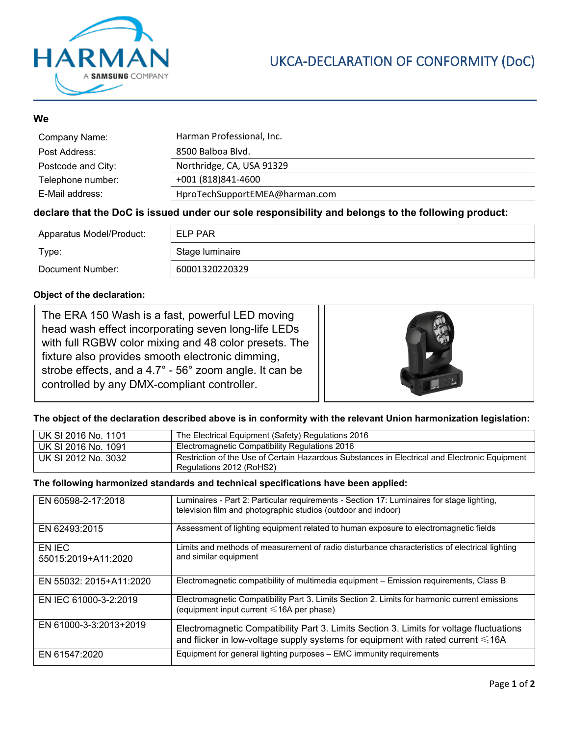# UKCA-DECLARATION OF CONFORMITY (DoC)

**We**

| | |
|---|---|
| Company Name: | Harman Professional, Inc. |
| Post Address: | 8500 Balboa Blvd. |
| Postcode and City: | Northridge, CA, USA 91329 |
| Telephone number: | +001 (818)841-4600 |
| E-Mail address: | HproTechSupportEMEA@harman.com |

**declare that the DoC is issued under our sole responsibility and belongs to the following product:**

| | |
|---|---|
| Apparatus Model/Product: | ELP PAR |
| Type: | Stage luminaire |
| Document Number: | 60001320220329 |

**Object of the declaration:**

The ERA 150 Wash is a fast, powerful LED moving head wash effect incorporating seven long-life LEDs with full RGBW color mixing and 48 color presets. The fixture also provides smooth electronic dimming, strobe effects, and a 4.7° - 56° zoom angle. It can be controlled by any DMX-compliant controller.

**The object of the declaration described above is in conformity with the relevant Union harmonization legislation:**

| | |
|---|---|
| UK SI 2016 No. 1101 | The Electrical Equipment (Safety) Regulations 2016 |
| UK SI 2016 No. 1091 | Electromagnetic Compatibility Regulations 2016 |
| UK SI 2012 No. 3032 | Restriction of the Use of Certain Hazardous Substances in Electrical and Electronic Equipment Regulations 2012 (RoHS2) |

**The following harmonized standards and technical specifications have been applied:**

| | |
|---|---|
| EN 60598-2-17:2018 | Luminaires - Part 2: Particular requirements - Section 17: Luminaires for stage lighting, television film and photographic studios (outdoor and indoor) |
| EN 62493:2015 | Assessment of lighting equipment related to human exposure to electromagnetic fields |
| EN IEC 55015:2019+A11:2020 | Limits and methods of measurement of radio disturbance characteristics of electrical lighting and similar equipment |
| EN 55032: 2015+A11:2020 | Electromagnetic compatibility of multimedia equipment – Emission requirements, Class B |
| EN IEC 61000-3-2:2019 | Electromagnetic Compatibility Part 3. Limits Section 2. Limits for harmonic current emissions (equipment input current ≤16A per phase) |
| EN 61000-3-3:2013+2019 | Electromagnetic Compatibility Part 3. Limits Section 3. Limits for voltage fluctuations and flicker in low-voltage supply systems for equipment with rated current ≤16A |
| EN 61547:2020 | Equipment for general lighting purposes – EMC immunity requirements |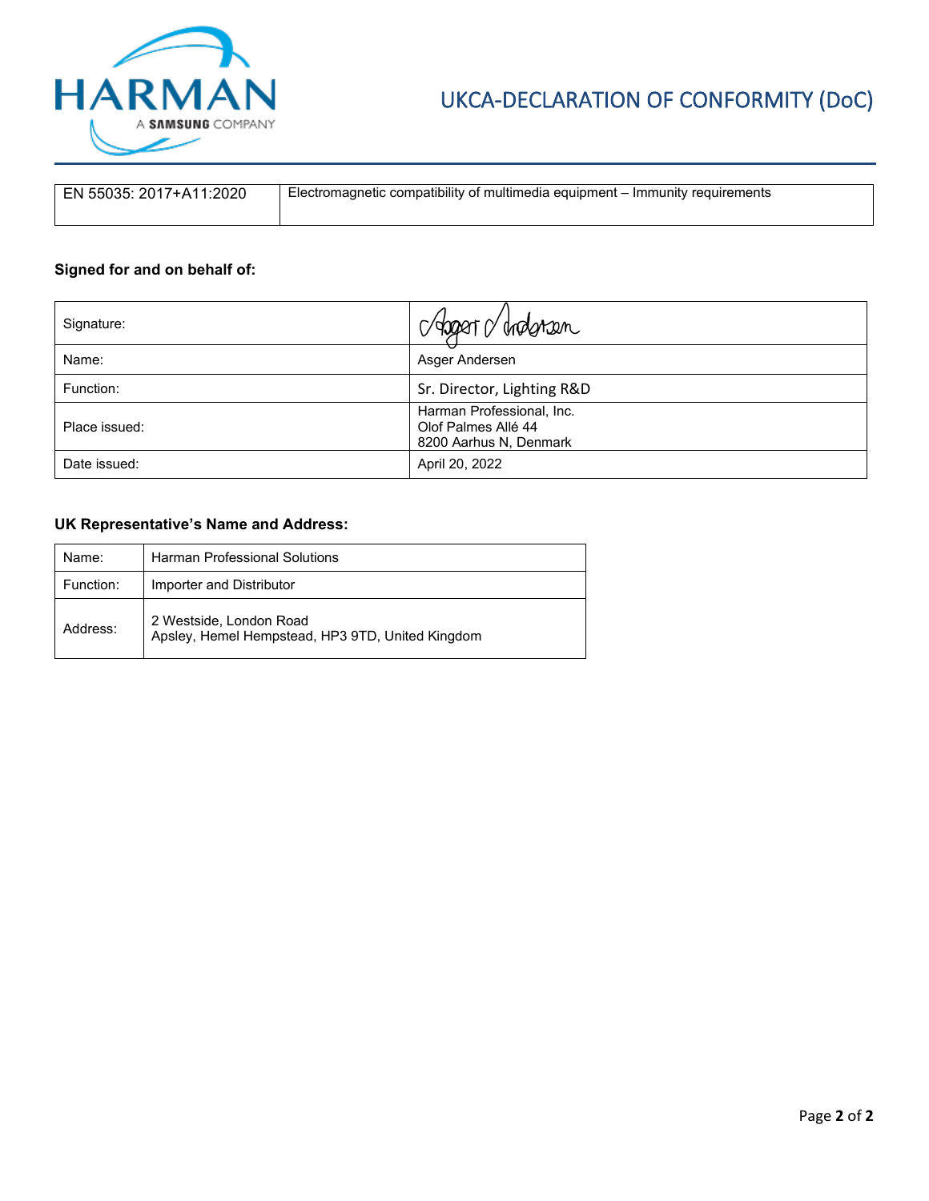# UKCA-DECLARATION OF CONFORMITY (DoC)

| | |
|---|---|
| EN 55035: 2017+A11:2020 | Electromagnetic compatibility of multimedia equipment – Immunity requirements |

**Signed for and on behalf of:**

| | |
|---|---|
| Signature: | Asger Andersen |
| Name: | Asger Andersen |
| Function: | Sr. Director, Lighting R&D |
| Place issued: | Harman Professional, Inc.<br>Olof Palmes Allé 44<br>8200 Aarhus N, Denmark |
| Date issued: | April 20, 2022 |

**UK Representative's Name and Address:**

| | |
|---|---|
| Name: | Harman Professional Solutions |
| Function: | Importer and Distributor |
| Address: | 2 Westside, London Road<br>Apsley, Hemel Hempstead, HP3 9TD, United Kingdom |